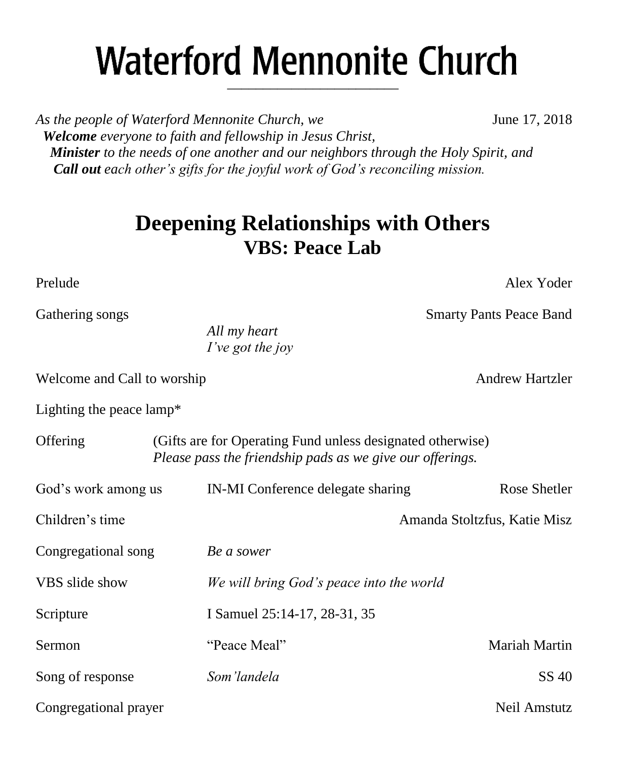# Waterford Mennonite Church

*As the people of Waterford Mennonite Church, we* June 17, 2018

***Welcome** everyone to faith and fellowship in Jesus Christ,*
***Minister** to the needs of one another and our neighbors through the Holy Spirit, and*
***Call out** each other's gifts for the joyful work of God's reconciling mission.*

## Deepening Relationships with Others
## VBS: Peace Lab

Prelude — Alex Yoder

Gathering songs — Smarty Pants Peace Band
*All my heart*
*I've got the joy*

Welcome and Call to worship — Andrew Hartzler

Lighting the peace lamp*

Offering (Gifts are for Operating Fund unless designated otherwise)
*Please pass the friendship pads as we give our offerings.*

God's work among us — IN-MI Conference delegate sharing — Rose Shetler

Children's time — Amanda Stoltzfus, Katie Misz

Congregational song — *Be a sower*

VBS slide show — *We will bring God's peace into the world*

Scripture — I Samuel 25:14-17, 28-31, 35

Sermon — "Peace Meal" — Mariah Martin

Song of response — *Som'landela* — SS 40

Congregational prayer — Neil Amstutz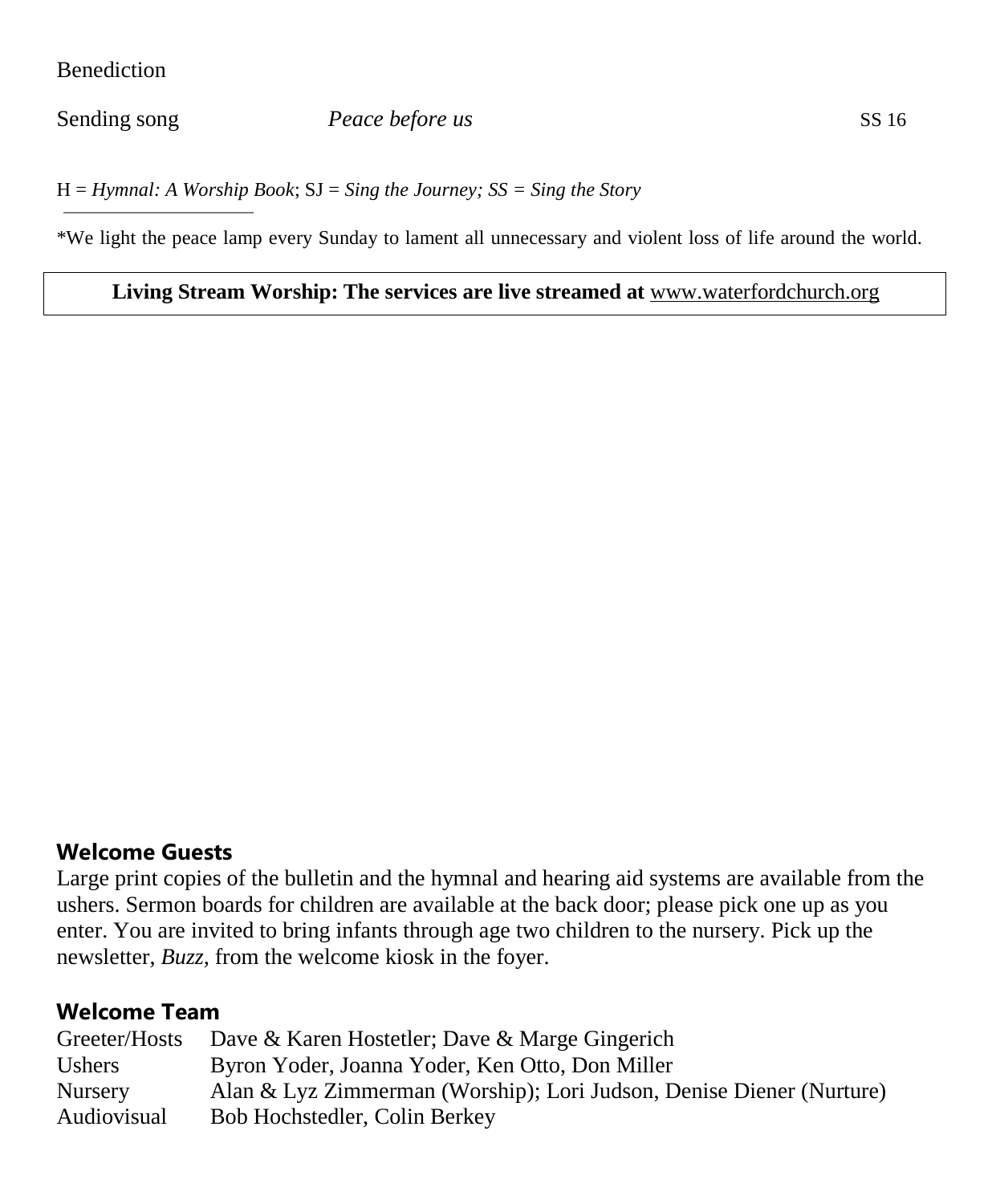Benediction

Sending song *Peace before us* SS 16

H = *Hymnal: A Worship Book*; SJ = *Sing the Journey; SS = Sing the Story*

---

*We light the peace lamp every Sunday to lament all unnecessary and violent loss of life around the world.

**Living Stream Worship: The services are live streamed at** www.waterfordchurch.org

## Welcome Guests

Large print copies of the bulletin and the hymnal and hearing aid systems are available from the ushers. Sermon boards for children are available at the back door; please pick one up as you enter. You are invited to bring infants through age two children to the nursery. Pick up the newsletter, *Buzz,* from the welcome kiosk in the foyer.

## Welcome Team

| | |
|---|---|
| Greeter/Hosts | Dave & Karen Hostetler; Dave & Marge Gingerich |
| Ushers | Byron Yoder, Joanna Yoder, Ken Otto, Don Miller |
| Nursery | Alan & Lyz Zimmerman (Worship); Lori Judson, Denise Diener (Nurture) |
| Audiovisual | Bob Hochstedler, Colin Berkey |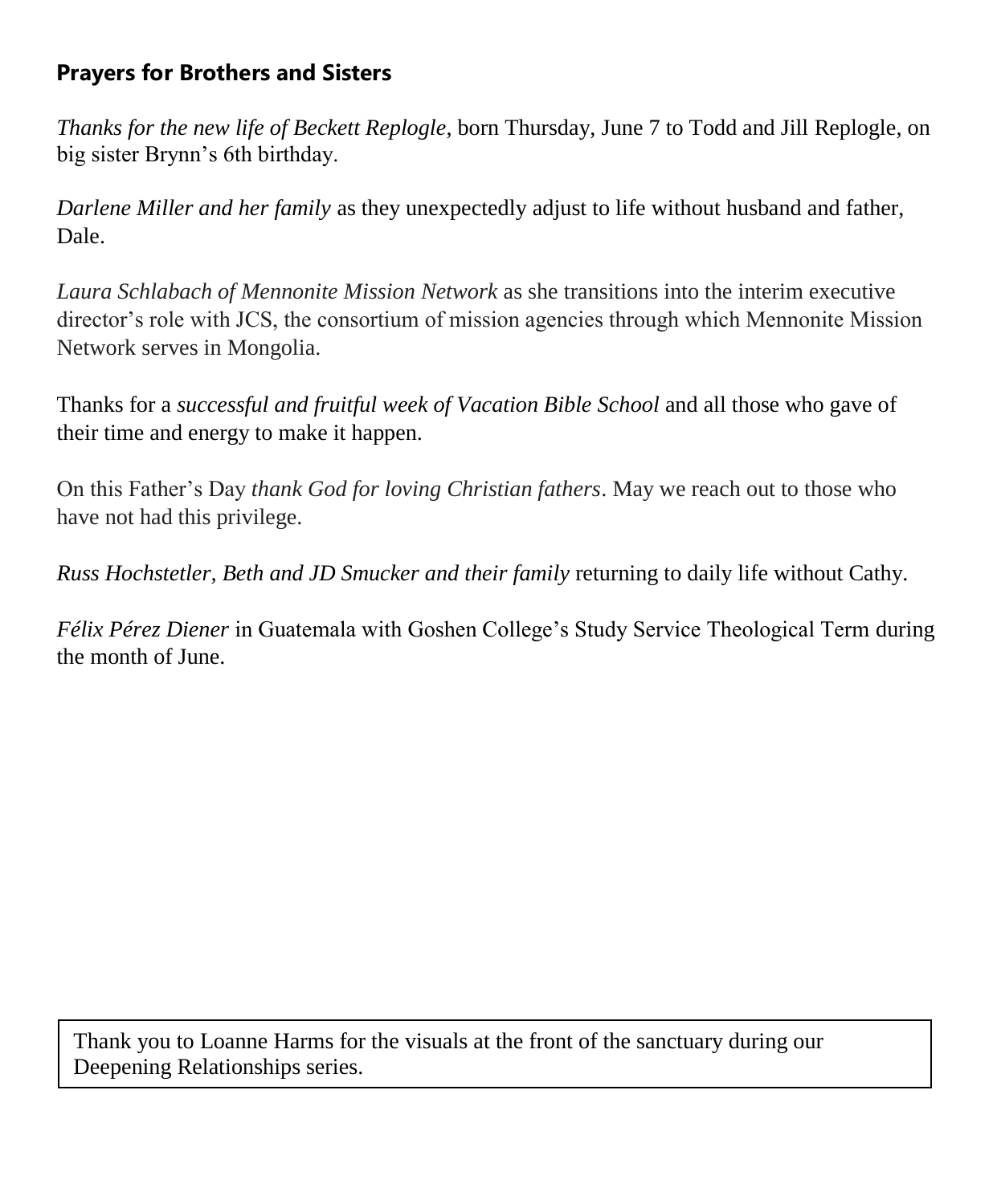## Prayers for Brothers and Sisters

*Thanks for the new life of Beckett Replogle*, born Thursday, June 7 to Todd and Jill Replogle, on big sister Brynn's 6th birthday.

*Darlene Miller and her family* as they unexpectedly adjust to life without husband and father, Dale.

*Laura Schlabach of Mennonite Mission Network* as she transitions into the interim executive director's role with JCS, the consortium of mission agencies through which Mennonite Mission Network serves in Mongolia.

Thanks for a *successful and fruitful week of Vacation Bible School* and all those who gave of their time and energy to make it happen.

On this Father's Day *thank God for loving Christian fathers*. May we reach out to those who have not had this privilege.

*Russ Hochstetler, Beth and JD Smucker and their family* returning to daily life without Cathy.

*Félix Pérez Diener* in Guatemala with Goshen College's Study Service Theological Term during the month of June.

Thank you to Loanne Harms for the visuals at the front of the sanctuary during our Deepening Relationships series.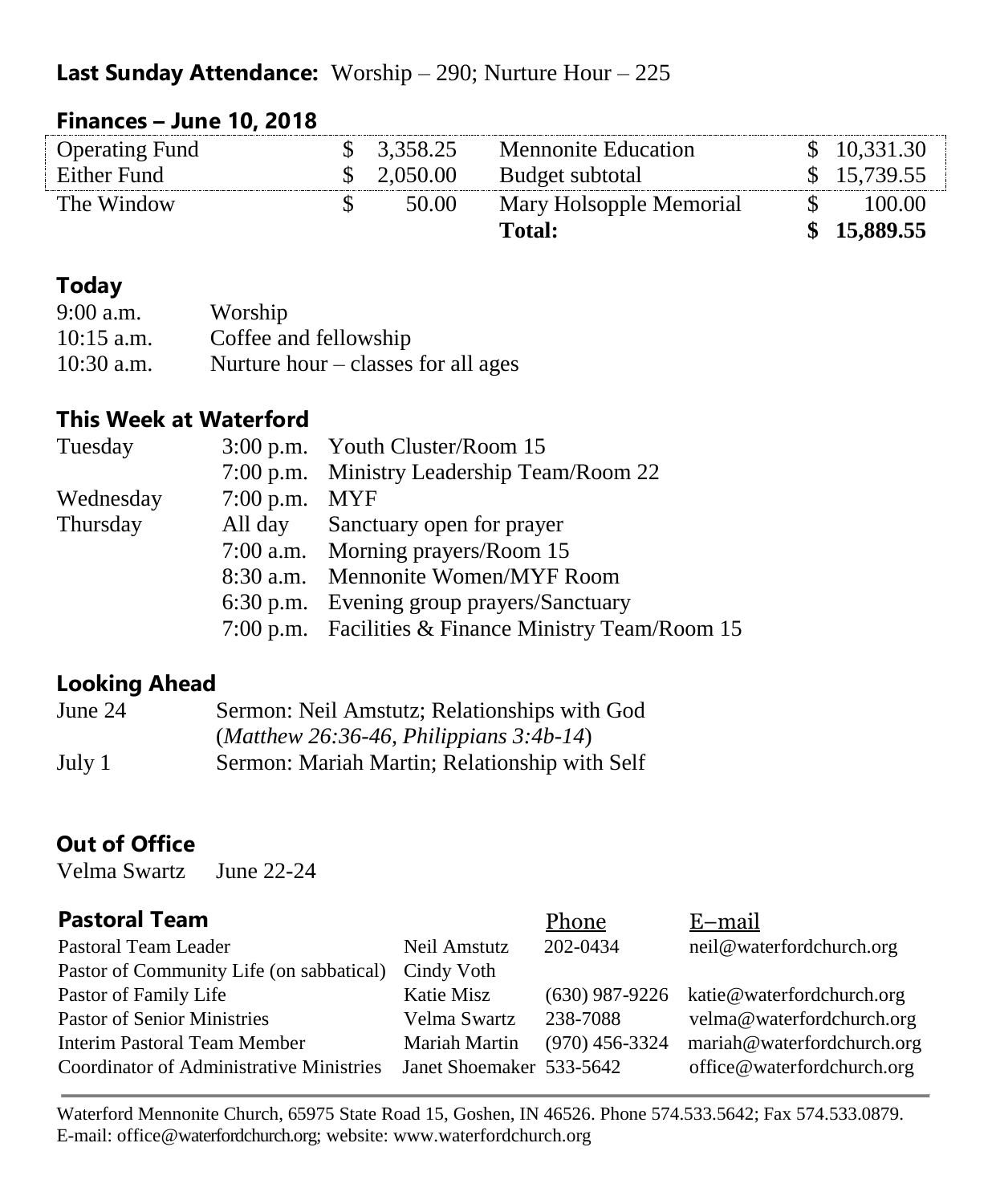**Last Sunday Attendance:** Worship – 290; Nurture Hour – 225

### Finances – June 10, 2018

| | | | |
|---|---|---|---|
| Operating Fund | $ 3,358.25 | Mennonite Education | $ 10,331.30 |
| Either Fund | $ 2,050.00 | Budget subtotal | $ 15,739.55 |
| The Window | $ 50.00 | Mary Holsopple Memorial | $ 100.00 |
| | | **Total:** | **$ 15,889.55** |

### Today

| | |
|---|---|
| 9:00 a.m. | Worship |
| 10:15 a.m. | Coffee and fellowship |
| 10:30 a.m. | Nurture hour – classes for all ages |

### This Week at Waterford

| | | |
|---|---|---|
| Tuesday | 3:00 p.m. | Youth Cluster/Room 15 |
| | 7:00 p.m. | Ministry Leadership Team/Room 22 |
| Wednesday | 7:00 p.m. | MYF |
| Thursday | All day | Sanctuary open for prayer |
| | 7:00 a.m. | Morning prayers/Room 15 |
| | 8:30 a.m. | Mennonite Women/MYF Room |
| | 6:30 p.m. | Evening group prayers/Sanctuary |
| | 7:00 p.m. | Facilities & Finance Ministry Team/Room 15 |

### Looking Ahead

| | |
|---|---|
| June 24 | Sermon: Neil Amstutz; Relationships with God (*Matthew 26:36-46, Philippians 3:4b-14*) |
| July 1 | Sermon: Mariah Martin; Relationship with Self |

### Out of Office

Velma Swartz June 22-24

### Pastoral Team

| | | Phone | E–mail |
|---|---|---|---|
| Pastoral Team Leader | Neil Amstutz | 202-0434 | neil@waterfordchurch.org |
| Pastor of Community Life (on sabbatical) | Cindy Voth | | |
| Pastor of Family Life | Katie Misz | (630) 987-9226 | katie@waterfordchurch.org |
| Pastor of Senior Ministries | Velma Swartz | 238-7088 | velma@waterfordchurch.org |
| Interim Pastoral Team Member | Mariah Martin | (970) 456-3324 | mariah@waterfordchurch.org |
| Coordinator of Administrative Ministries | Janet Shoemaker | 533-5642 | office@waterfordchurch.org |

---

Waterford Mennonite Church, 65975 State Road 15, Goshen, IN 46526. Phone 574.533.5642; Fax 574.533.0879. E-mail: office@waterfordchurch.org; website: www.waterfordchurch.org